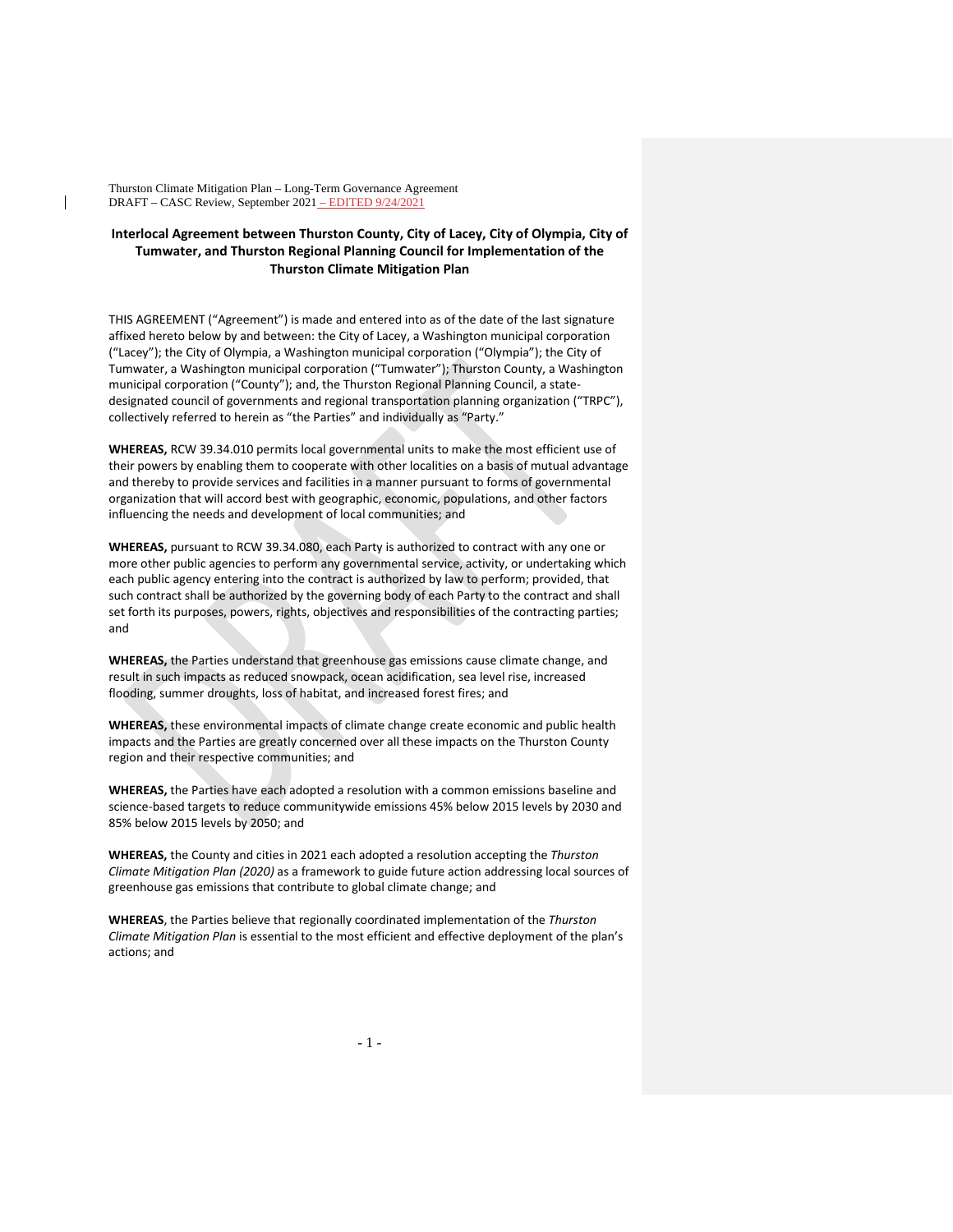Thurston Climate Mitigation Plan – Long-Term Governance Agreement
DRAFT – CASC Review, September 2021 – EDITED 9/24/2021

## Interlocal Agreement between Thurston County, City of Lacey, City of Olympia, City of Tumwater, and Thurston Regional Planning Council for Implementation of the Thurston Climate Mitigation Plan

THIS AGREEMENT ("Agreement") is made and entered into as of the date of the last signature affixed hereto below by and between: the City of Lacey, a Washington municipal corporation ("Lacey"); the City of Olympia, a Washington municipal corporation ("Olympia"); the City of Tumwater, a Washington municipal corporation ("Tumwater"); Thurston County, a Washington municipal corporation ("County"); and, the Thurston Regional Planning Council, a state-designated council of governments and regional transportation planning organization ("TRPC"), collectively referred to herein as "the Parties" and individually as "Party."

**WHEREAS,** RCW 39.34.010 permits local governmental units to make the most efficient use of their powers by enabling them to cooperate with other localities on a basis of mutual advantage and thereby to provide services and facilities in a manner pursuant to forms of governmental organization that will accord best with geographic, economic, populations, and other factors influencing the needs and development of local communities; and

**WHEREAS,** pursuant to RCW 39.34.080, each Party is authorized to contract with any one or more other public agencies to perform any governmental service, activity, or undertaking which each public agency entering into the contract is authorized by law to perform; provided, that such contract shall be authorized by the governing body of each Party to the contract and shall set forth its purposes, powers, rights, objectives and responsibilities of the contracting parties; and

**WHEREAS,** the Parties understand that greenhouse gas emissions cause climate change, and result in such impacts as reduced snowpack, ocean acidification, sea level rise, increased flooding, summer droughts, loss of habitat, and increased forest fires; and

**WHEREAS,** these environmental impacts of climate change create economic and public health impacts and the Parties are greatly concerned over all these impacts on the Thurston County region and their respective communities; and

**WHEREAS,** the Parties have each adopted a resolution with a common emissions baseline and science-based targets to reduce communitywide emissions 45% below 2015 levels by 2030 and 85% below 2015 levels by 2050; and

**WHEREAS,** the County and cities in 2021 each adopted a resolution accepting the *Thurston Climate Mitigation Plan (2020)* as a framework to guide future action addressing local sources of greenhouse gas emissions that contribute to global climate change; and

**WHEREAS**, the Parties believe that regionally coordinated implementation of the *Thurston Climate Mitigation Plan* is essential to the most efficient and effective deployment of the plan's actions; and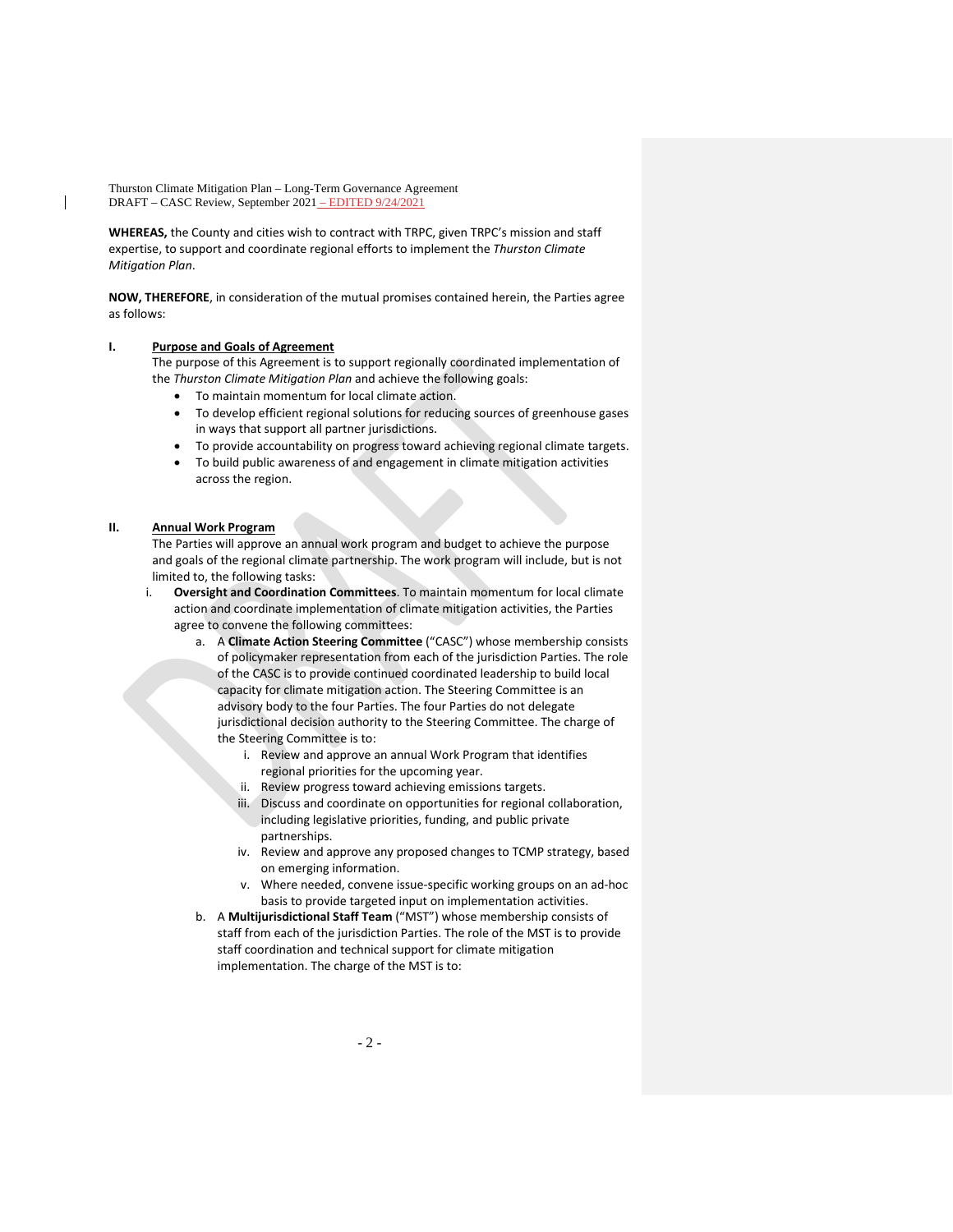**WHEREAS,** the County and cities wish to contract with TRPC, given TRPC's mission and staff expertise, to support and coordinate regional efforts to implement the *Thurston Climate Mitigation Plan*.

**NOW, THEREFORE**, in consideration of the mutual promises contained herein, the Parties agree as follows:

## I. Purpose and Goals of Agreement

The purpose of this Agreement is to support regionally coordinated implementation of the *Thurston Climate Mitigation Plan* and achieve the following goals:

- To maintain momentum for local climate action.
- To develop efficient regional solutions for reducing sources of greenhouse gases in ways that support all partner jurisdictions.
- To provide accountability on progress toward achieving regional climate targets.
- To build public awareness of and engagement in climate mitigation activities across the region.

## II. Annual Work Program

The Parties will approve an annual work program and budget to achieve the purpose and goals of the regional climate partnership. The work program will include, but is not limited to, the following tasks:

i. **Oversight and Coordination Committees**. To maintain momentum for local climate action and coordinate implementation of climate mitigation activities, the Parties agree to convene the following committees:

   a. A **Climate Action Steering Committee** ("CASC") whose membership consists of policymaker representation from each of the jurisdiction Parties. The role of the CASC is to provide continued coordinated leadership to build local capacity for climate mitigation action. The Steering Committee is an advisory body to the four Parties. The four Parties do not delegate jurisdictional decision authority to the Steering Committee. The charge of the Steering Committee is to:

      i. Review and approve an annual Work Program that identifies regional priorities for the upcoming year.

      ii. Review progress toward achieving emissions targets.

      iii. Discuss and coordinate on opportunities for regional collaboration, including legislative priorities, funding, and public private partnerships.

      iv. Review and approve any proposed changes to TCMP strategy, based on emerging information.

      v. Where needed, convene issue-specific working groups on an ad-hoc basis to provide targeted input on implementation activities.

   b. A **Multijurisdictional Staff Team** ("MST") whose membership consists of staff from each of the jurisdiction Parties. The role of the MST is to provide staff coordination and technical support for climate mitigation implementation. The charge of the MST is to: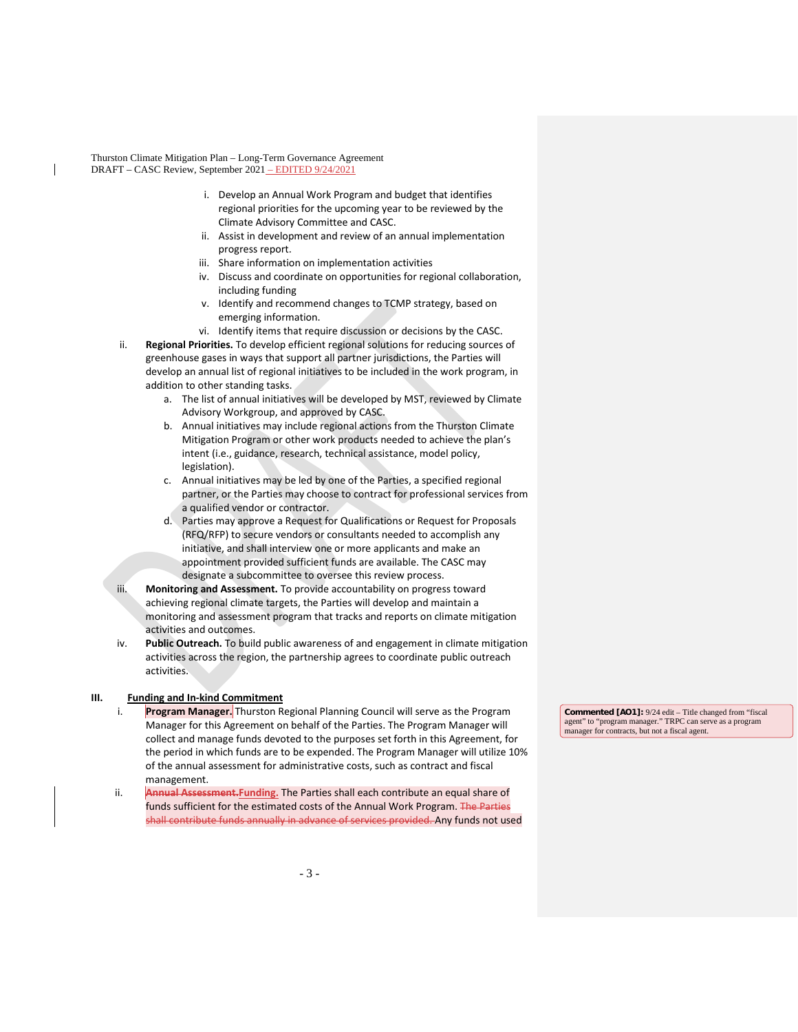i. Develop an Annual Work Program and budget that identifies regional priorities for the upcoming year to be reviewed by the Climate Advisory Committee and CASC.
ii. Assist in development and review of an annual implementation progress report.
iii. Share information on implementation activities
iv. Discuss and coordinate on opportunities for regional collaboration, including funding
v. Identify and recommend changes to TCMP strategy, based on emerging information.
vi. Identify items that require discussion or decisions by the CASC.

ii. **Regional Priorities.** To develop efficient regional solutions for reducing sources of greenhouse gases in ways that support all partner jurisdictions, the Parties will develop an annual list of regional initiatives to be included in the work program, in addition to other standing tasks.
   a. The list of annual initiatives will be developed by MST, reviewed by Climate Advisory Workgroup, and approved by CASC.
   b. Annual initiatives may include regional actions from the Thurston Climate Mitigation Program or other work products needed to achieve the plan's intent (i.e., guidance, research, technical assistance, model policy, legislation).
   c. Annual initiatives may be led by one of the Parties, a specified regional partner, or the Parties may choose to contract for professional services from a qualified vendor or contractor.
   d. Parties may approve a Request for Qualifications or Request for Proposals (RFQ/RFP) to secure vendors or consultants needed to accomplish any initiative, and shall interview one or more applicants and make an appointment provided sufficient funds are available. The CASC may designate a subcommittee to oversee this review process.

iii. **Monitoring and Assessment.** To provide accountability on progress toward achieving regional climate targets, the Parties will develop and maintain a monitoring and assessment program that tracks and reports on climate mitigation activities and outcomes.

iv. **Public Outreach.** To build public awareness of and engagement in climate mitigation activities across the region, the partnership agrees to coordinate public outreach activities.

## III. Funding and In-kind Commitment

i. **Program Manager.** Thurston Regional Planning Council will serve as the Program Manager for this Agreement on behalf of the Parties. The Program Manager will collect and manage funds devoted to the purposes set forth in this Agreement, for the period in which funds are to be expended. The Program Manager will utilize 10% of the annual assessment for administrative costs, such as contract and fiscal management.

> **Commented [AO1]:** 9/24 edit – Title changed from "fiscal agent" to "program manager." TRPC can serve as a program manager for contracts, but not a fiscal agent.

ii. ~~**Annual Assessment.**~~**Funding.** The Parties shall each contribute an equal share of funds sufficient for the estimated costs of the Annual Work Program. ~~The Parties shall contribute funds annually in advance of services provided.~~ Any funds not used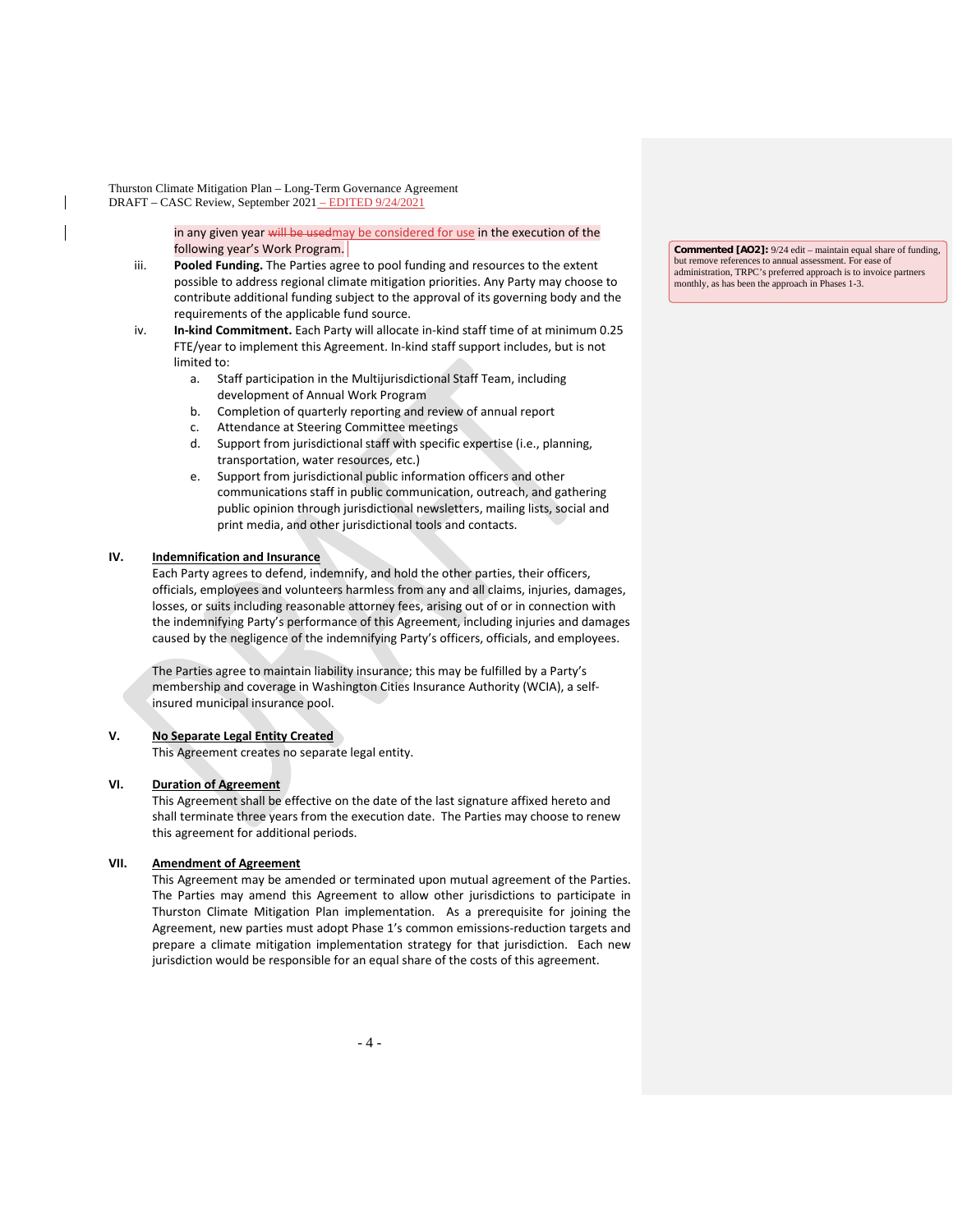in any given year ~~will be used~~may be considered for use in the execution of the following year's Work Program.

iii. **Pooled Funding.** The Parties agree to pool funding and resources to the extent possible to address regional climate mitigation priorities. Any Party may choose to contribute additional funding subject to the approval of its governing body and the requirements of the applicable fund source.

iv. **In-kind Commitment.** Each Party will allocate in-kind staff time of at minimum 0.25 FTE/year to implement this Agreement. In-kind staff support includes, but is not limited to:

a. Staff participation in the Multijurisdictional Staff Team, including development of Annual Work Program
b. Completion of quarterly reporting and review of annual report
c. Attendance at Steering Committee meetings
d. Support from jurisdictional staff with specific expertise (i.e., planning, transportation, water resources, etc.)
e. Support from jurisdictional public information officers and other communications staff in public communication, outreach, and gathering public opinion through jurisdictional newsletters, mailing lists, social and print media, and other jurisdictional tools and contacts.

**Commented [AO2]:** 9/24 edit – maintain equal share of funding, but remove references to annual assessment. For ease of administration, TRPC's preferred approach is to invoice partners monthly, as has been the approach in Phases 1-3.

## IV. Indemnification and Insurance

Each Party agrees to defend, indemnify, and hold the other parties, their officers, officials, employees and volunteers harmless from any and all claims, injuries, damages, losses, or suits including reasonable attorney fees, arising out of or in connection with the indemnifying Party's performance of this Agreement, including injuries and damages caused by the negligence of the indemnifying Party's officers, officials, and employees.

The Parties agree to maintain liability insurance; this may be fulfilled by a Party's membership and coverage in Washington Cities Insurance Authority (WCIA), a self-insured municipal insurance pool.

## V. No Separate Legal Entity Created

This Agreement creates no separate legal entity.

## VI. Duration of Agreement

This Agreement shall be effective on the date of the last signature affixed hereto and shall terminate three years from the execution date. The Parties may choose to renew this agreement for additional periods.

## VII. Amendment of Agreement

This Agreement may be amended or terminated upon mutual agreement of the Parties. The Parties may amend this Agreement to allow other jurisdictions to participate in Thurston Climate Mitigation Plan implementation. As a prerequisite for joining the Agreement, new parties must adopt Phase 1's common emissions-reduction targets and prepare a climate mitigation implementation strategy for that jurisdiction. Each new jurisdiction would be responsible for an equal share of the costs of this agreement.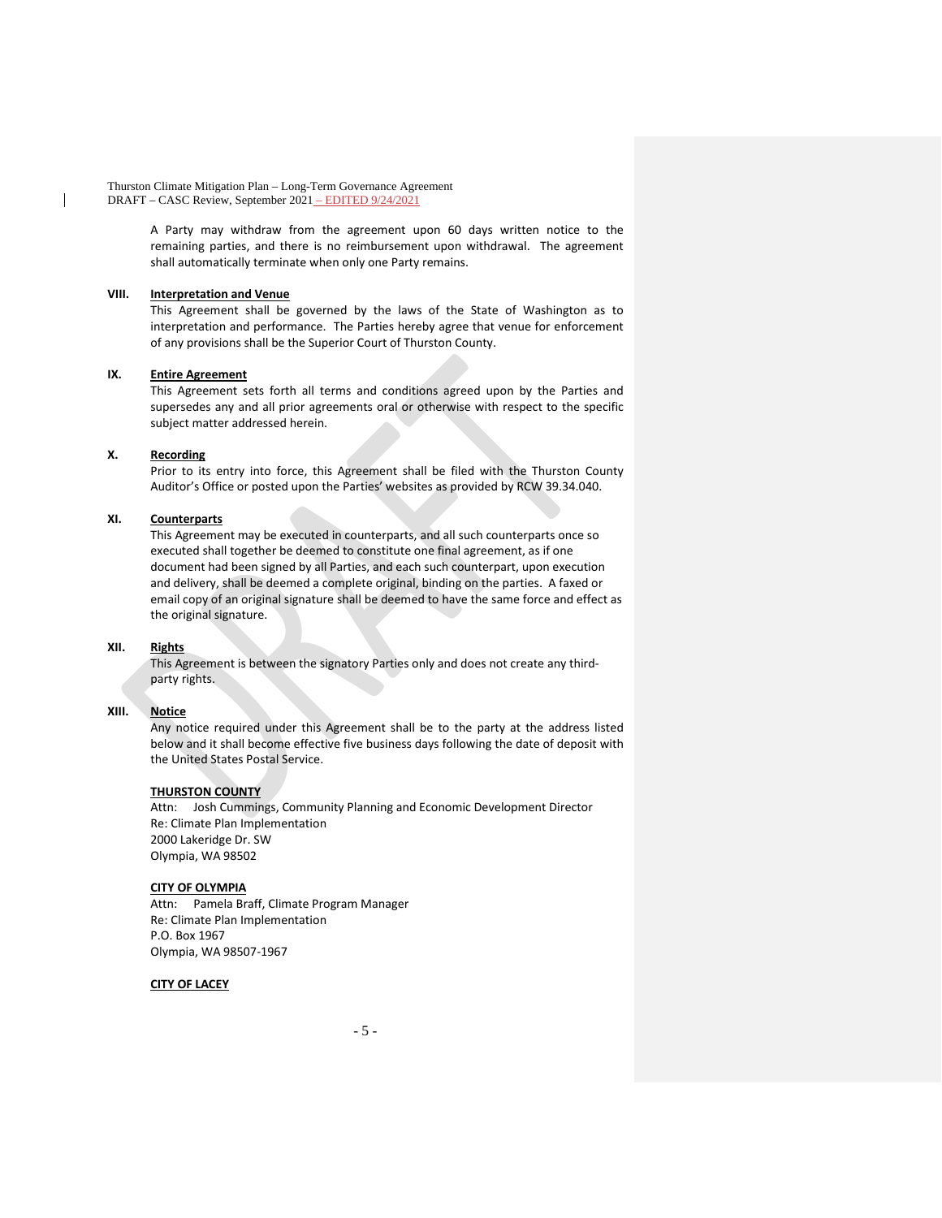A Party may withdraw from the agreement upon 60 days written notice to the remaining parties, and there is no reimbursement upon withdrawal. The agreement shall automatically terminate when only one Party remains.

**VIII. Interpretation and Venue**

This Agreement shall be governed by the laws of the State of Washington as to interpretation and performance. The Parties hereby agree that venue for enforcement of any provisions shall be the Superior Court of Thurston County.

**IX. Entire Agreement**

This Agreement sets forth all terms and conditions agreed upon by the Parties and supersedes any and all prior agreements oral or otherwise with respect to the specific subject matter addressed herein.

**X. Recording**

Prior to its entry into force, this Agreement shall be filed with the Thurston County Auditor's Office or posted upon the Parties' websites as provided by RCW 39.34.040.

**XI. Counterparts**

This Agreement may be executed in counterparts, and all such counterparts once so executed shall together be deemed to constitute one final agreement, as if one document had been signed by all Parties, and each such counterpart, upon execution and delivery, shall be deemed a complete original, binding on the parties. A faxed or email copy of an original signature shall be deemed to have the same force and effect as the original signature.

**XII. Rights**

This Agreement is between the signatory Parties only and does not create any third-party rights.

**XIII. Notice**

Any notice required under this Agreement shall be to the party at the address listed below and it shall become effective five business days following the date of deposit with the United States Postal Service.

**THURSTON COUNTY**
Attn: Josh Cummings, Community Planning and Economic Development Director
Re: Climate Plan Implementation
2000 Lakeridge Dr. SW
Olympia, WA 98502

**CITY OF OLYMPIA**
Attn: Pamela Braff, Climate Program Manager
Re: Climate Plan Implementation
P.O. Box 1967
Olympia, WA 98507-1967

**CITY OF LACEY**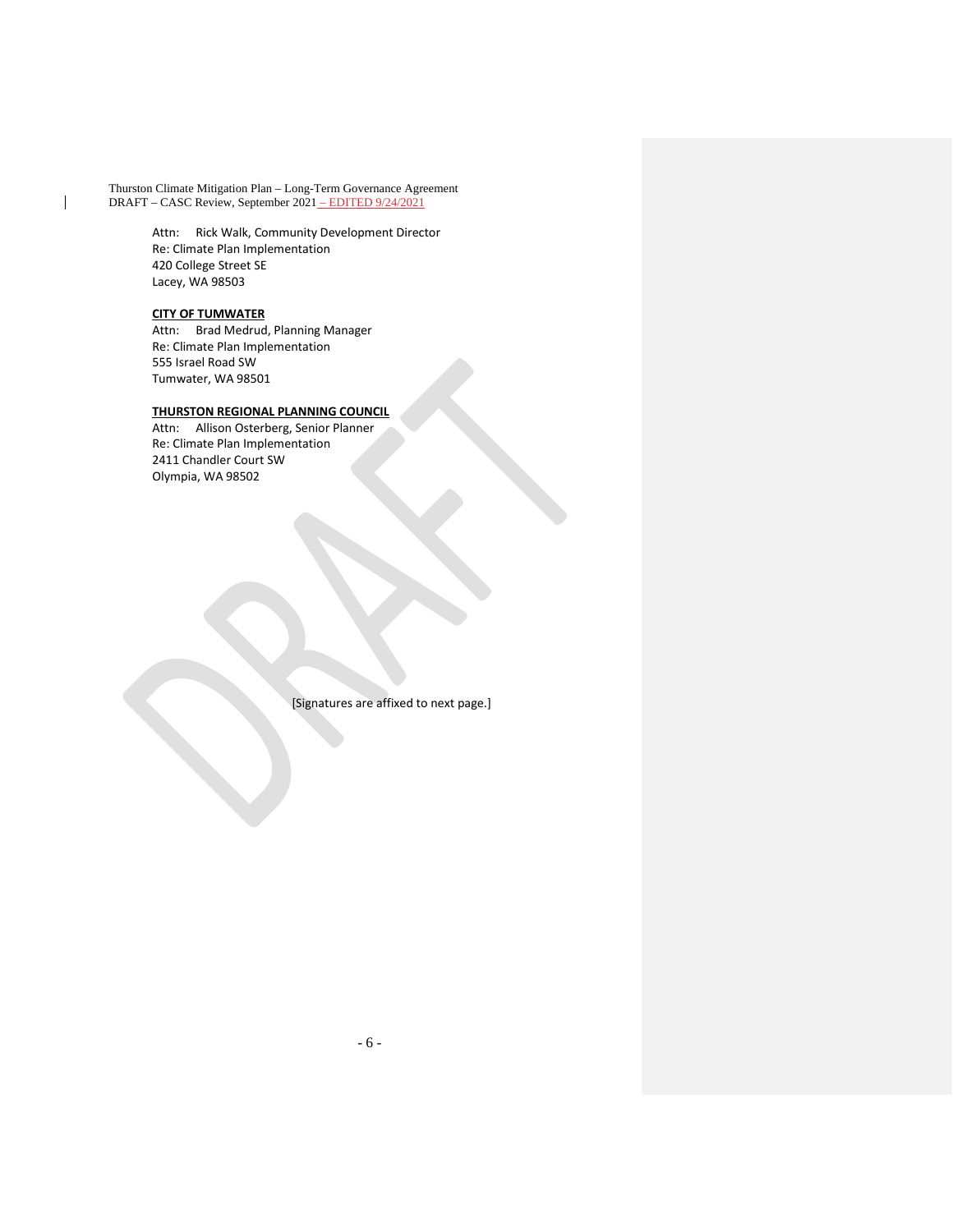Attn: Rick Walk, Community Development Director
Re: Climate Plan Implementation
420 College Street SE
Lacey, WA 98503

**CITY OF TUMWATER**
Attn: Brad Medrud, Planning Manager
Re: Climate Plan Implementation
555 Israel Road SW
Tumwater, WA 98501

**THURSTON REGIONAL PLANNING COUNCIL**
Attn: Allison Osterberg, Senior Planner
Re: Climate Plan Implementation
2411 Chandler Court SW
Olympia, WA 98502

[Signatures are affixed to next page.]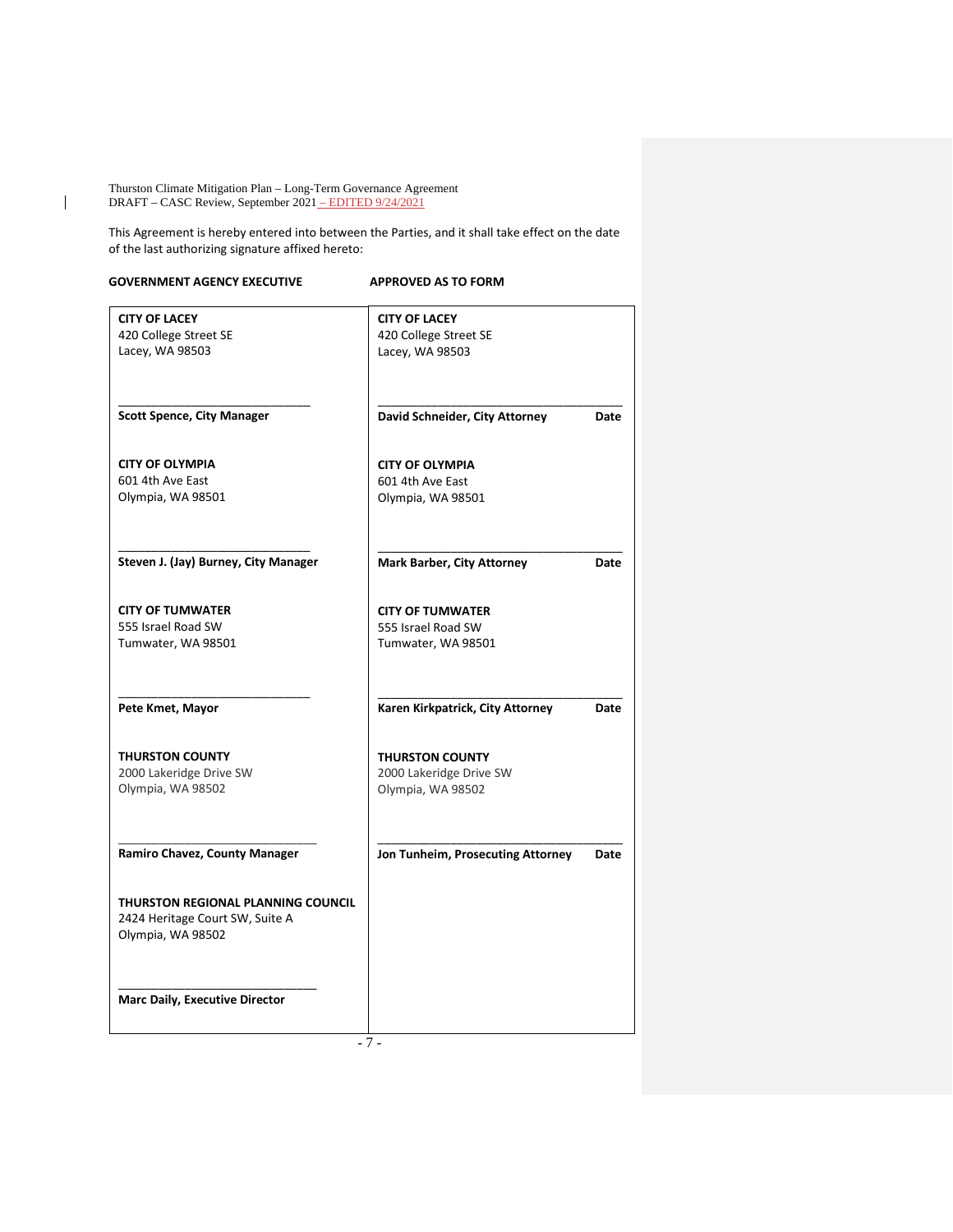This Agreement is hereby entered into between the Parties, and it shall take effect on the date of the last authorizing signature affixed hereto:

| GOVERNMENT AGENCY EXECUTIVE | APPROVED AS TO FORM |
|---|---|
| **CITY OF LACEY**<br>420 College Street SE<br>Lacey, WA 98503<br><br>\_\_\_\_\_\_\_\_\_\_\_\_\_\_\_\_\_\_\_\_\_\_\_\_\_\_\_\_\_\_<br>**Scott Spence, City Manager** | **CITY OF LACEY**<br>420 College Street SE<br>Lacey, WA 98503<br><br>\_\_\_\_\_\_\_\_\_\_\_\_\_\_\_\_\_\_\_\_\_\_\_\_\_\_\_\_\_\_<br>**David Schneider, City Attorney** **Date** |
| **CITY OF OLYMPIA**<br>601 4th Ave East<br>Olympia, WA 98501<br><br>\_\_\_\_\_\_\_\_\_\_\_\_\_\_\_\_\_\_\_\_\_\_\_\_\_\_\_\_\_\_<br>**Steven J. (Jay) Burney, City Manager** | **CITY OF OLYMPIA**<br>601 4th Ave East<br>Olympia, WA 98501<br><br>\_\_\_\_\_\_\_\_\_\_\_\_\_\_\_\_\_\_\_\_\_\_\_\_\_\_\_\_\_\_<br>**Mark Barber, City Attorney** **Date** |
| **CITY OF TUMWATER**<br>555 Israel Road SW<br>Tumwater, WA 98501<br><br>\_\_\_\_\_\_\_\_\_\_\_\_\_\_\_\_\_\_\_\_\_\_\_\_\_\_\_\_\_\_<br>**Pete Kmet, Mayor** | **CITY OF TUMWATER**<br>555 Israel Road SW<br>Tumwater, WA 98501<br><br>\_\_\_\_\_\_\_\_\_\_\_\_\_\_\_\_\_\_\_\_\_\_\_\_\_\_\_\_\_\_<br>**Karen Kirkpatrick, City Attorney** **Date** |
| **THURSTON COUNTY**<br>2000 Lakeridge Drive SW<br>Olympia, WA 98502<br><br>\_\_\_\_\_\_\_\_\_\_\_\_\_\_\_\_\_\_\_\_\_\_\_\_\_\_\_\_\_\_<br>**Ramiro Chavez, County Manager** | **THURSTON COUNTY**<br>2000 Lakeridge Drive SW<br>Olympia, WA 98502<br><br>\_\_\_\_\_\_\_\_\_\_\_\_\_\_\_\_\_\_\_\_\_\_\_\_\_\_\_\_\_\_<br>**Jon Tunheim, Prosecuting Attorney** **Date** |
| **THURSTON REGIONAL PLANNING COUNCIL**<br>2424 Heritage Court SW, Suite A<br>Olympia, WA 98502<br><br>\_\_\_\_\_\_\_\_\_\_\_\_\_\_\_\_\_\_\_\_\_\_\_\_\_\_\_\_\_\_<br>**Marc Daily, Executive Director** | |